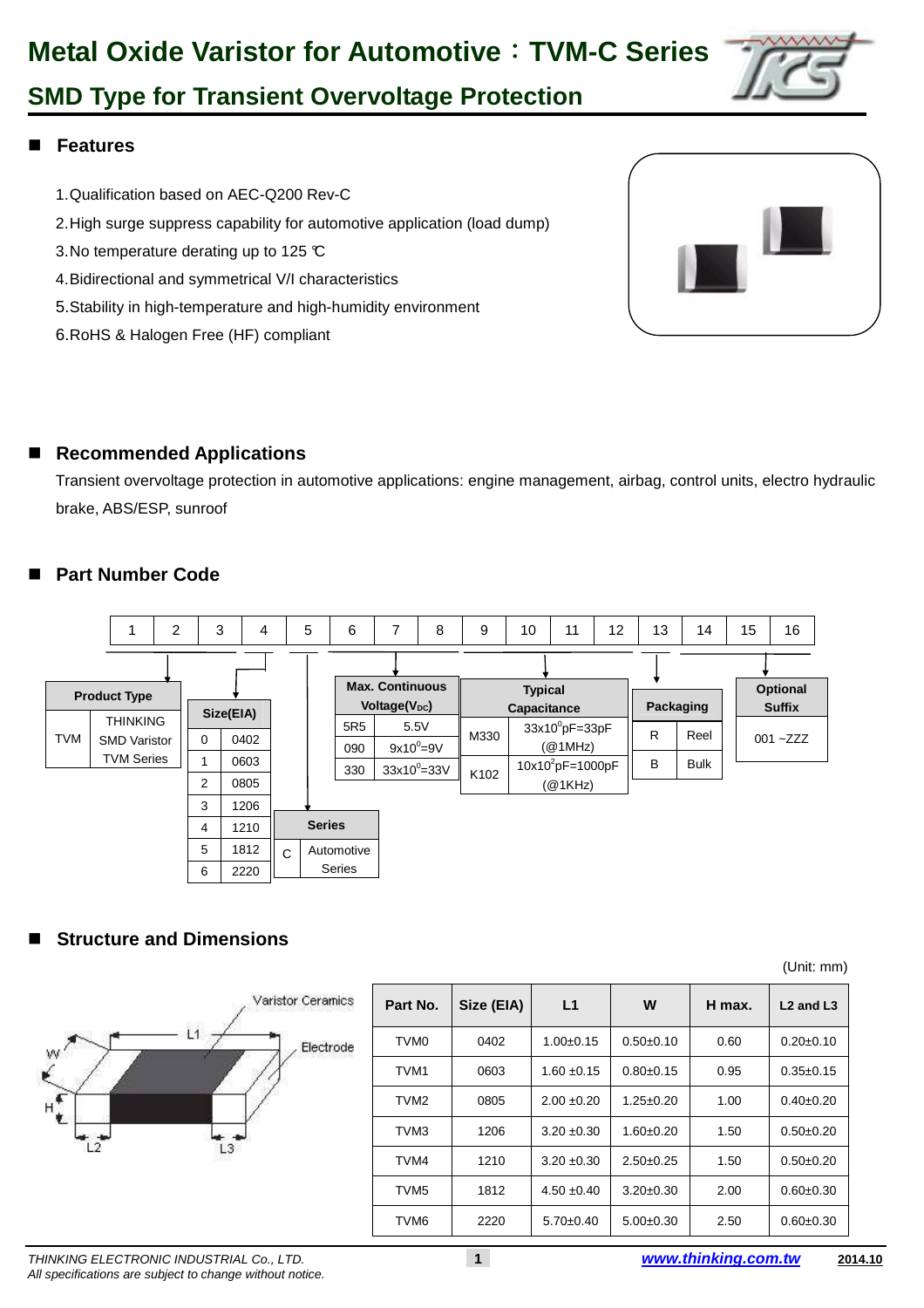# Metal Oxide Varistor for Automotive：TVM-C Series

## SMD Type for Transient Overvoltage Protection

## Features

1. Qualification based on AEC-Q200 Rev-C
2. High surge suppress capability for automotive application (load dump)
3. No temperature derating up to 125 ℃
4. Bidirectional and symmetrical V/I characteristics
5. Stability in high-temperature and high-humidity environment
6. RoHS & Halogen Free (HF) compliant

## Recommended Applications

Transient overvoltage protection in automotive applications: engine management, airbag, control units, electro hydraulic brake, ABS/ESP, sunroof

## Part Number Code

| 1 | 2 | 3 | 4 | 5 | 6 | 7 | 8 | 9 | 10 | 11 | 12 | 13 | 14 | 15 | 16 |
|---|---|---|---|---|---|---|---|---|---|---|---|---|---|---|---|

**Product Type** (digits 1–3)

| Code | Description |
|---|---|
| TVM | THINKING SMD Varistor TVM Series |

**Size(EIA)** (digit 4)

| Code | Size |
|---|---|
| 0 | 0402 |
| 1 | 0603 |
| 2 | 0805 |
| 3 | 1206 |
| 4 | 1210 |
| 5 | 1812 |
| 6 | 2220 |

**Series** (digit 5)

| Code | Description |
|---|---|
| C | Automotive Series |

**Max. Continuous Voltage($V_{DC}$)** (digits 6–8)

| Code | Voltage |
|---|---|
| 5R5 | 5.5V |
| 090 | $9x10^0$=9V |
| 330 | $33x10^0$=33V |

**Typical Capacitance** (digits 9–12)

| Code | Capacitance |
|---|---|
| M330 | $33x10^0$pF=33pF (@1MHz) |
| K102 | $10x10^2$pF=1000pF (@1KHz) |

**Packaging** (digit 13)

| Code | Description |
|---|---|
| R | Reel |
| B | Bulk |

**Optional Suffix** (digits 14–16): 001 ~ZZZ

## Structure and Dimensions

(Labels: Varistor Ceramics, Electrode, L1, W, H, L2, L3)

(Unit: mm)

| Part No. | Size (EIA) | L1 | W | H max. | L2 and L3 |
|---|---|---|---|---|---|
| TVM0 | 0402 | 1.00±0.15 | 0.50±0.10 | 0.60 | 0.20±0.10 |
| TVM1 | 0603 | 1.60 ±0.15 | 0.80±0.15 | 0.95 | 0.35±0.15 |
| TVM2 | 0805 | 2.00 ±0.20 | 1.25±0.20 | 1.00 | 0.40±0.20 |
| TVM3 | 1206 | 3.20 ±0.30 | 1.60±0.20 | 1.50 | 0.50±0.20 |
| TVM4 | 1210 | 3.20 ±0.30 | 2.50±0.25 | 1.50 | 0.50±0.20 |
| TVM5 | 1812 | 4.50 ±0.40 | 3.20±0.30 | 2.00 | 0.60±0.30 |
| TVM6 | 2220 | 5.70±0.40 | 5.00±0.30 | 2.50 | 0.60±0.30 |

*THINKING ELECTRONIC INDUSTRIAL Co., LTD.*
*All specifications are subject to change without notice.*
www.thinking.com.tw 2014.10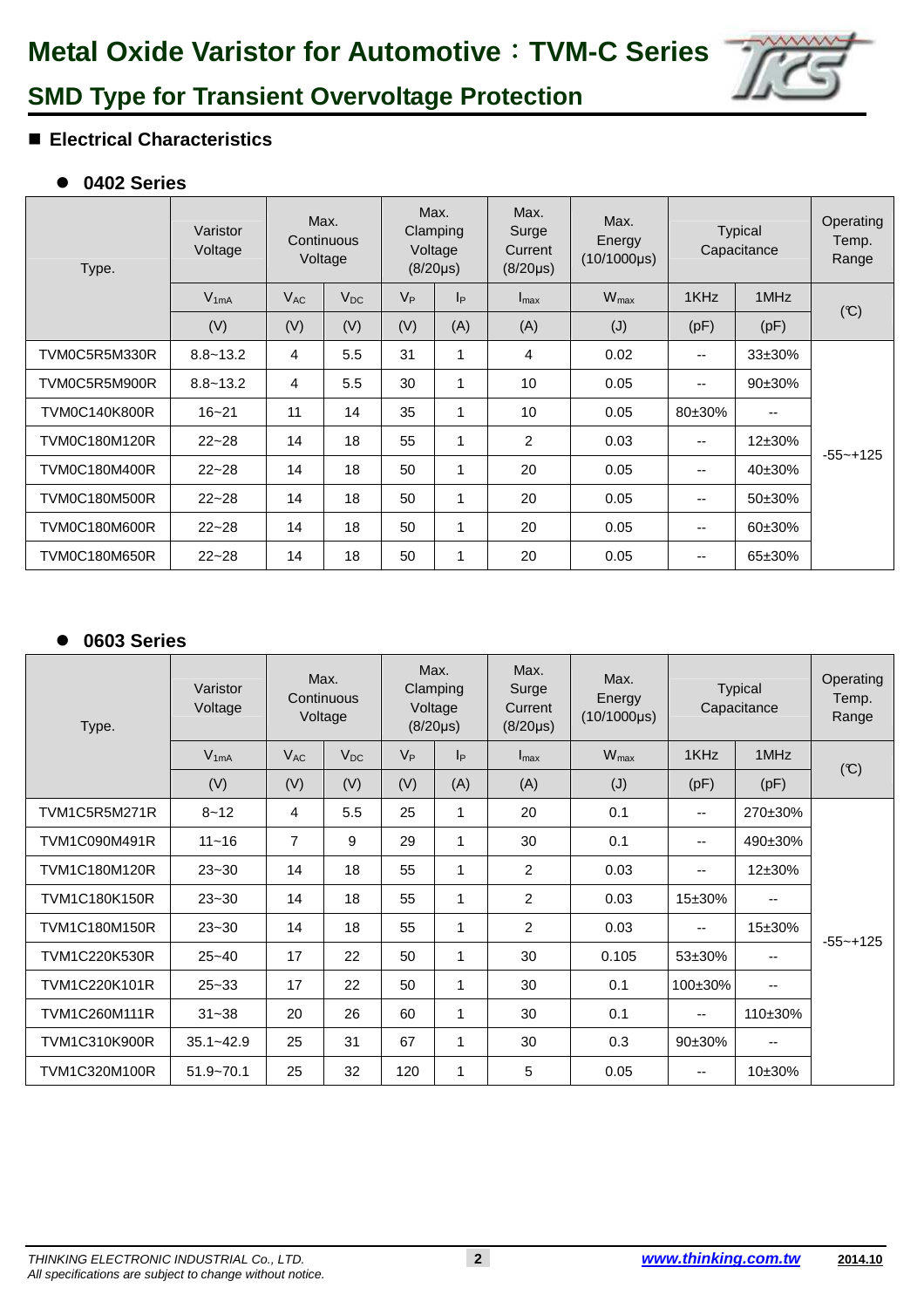# Metal Oxide Varistor for Automotive：TVM-C Series

## SMD Type for Transient Overvoltage Protection

### ■ Electrical Characteristics

#### ● 0402 Series

| Type. | Varistor Voltage | Max. Continuous Voltage | | Max. Clamping Voltage (8/20μs) | | Max. Surge Current (8/20μs) | Max. Energy (10/1000μs) | Typical Capacitance | | Operating Temp. Range |
|---|---|---|---|---|---|---|---|---|---|---|
| | $V_{1mA}$ | $V_{AC}$ | $V_{DC}$ | $V_P$ | $I_P$ | $I_{max}$ | $W_{max}$ | 1KHz | 1MHz | (℃) |
| | (V) | (V) | (V) | (V) | (A) | (A) | (J) | (pF) | (pF) | |
| TVM0C5R5M330R | 8.8~13.2 | 4 | 5.5 | 31 | 1 | 4 | 0.02 | -- | 33±30% | -55~+125 |
| TVM0C5R5M900R | 8.8~13.2 | 4 | 5.5 | 30 | 1 | 10 | 0.05 | -- | 90±30% | |
| TVM0C140K800R | 16~21 | 11 | 14 | 35 | 1 | 10 | 0.05 | 80±30% | -- | |
| TVM0C180M120R | 22~28 | 14 | 18 | 55 | 1 | 2 | 0.03 | -- | 12±30% | |
| TVM0C180M400R | 22~28 | 14 | 18 | 50 | 1 | 20 | 0.05 | -- | 40±30% | |
| TVM0C180M500R | 22~28 | 14 | 18 | 50 | 1 | 20 | 0.05 | -- | 50±30% | |
| TVM0C180M600R | 22~28 | 14 | 18 | 50 | 1 | 20 | 0.05 | -- | 60±30% | |
| TVM0C180M650R | 22~28 | 14 | 18 | 50 | 1 | 20 | 0.05 | -- | 65±30% | |

#### ● 0603 Series

| Type. | Varistor Voltage | Max. Continuous Voltage | | Max. Clamping Voltage (8/20μs) | | Max. Surge Current (8/20μs) | Max. Energy (10/1000μs) | Typical Capacitance | | Operating Temp. Range |
|---|---|---|---|---|---|---|---|---|---|---|
| | $V_{1mA}$ | $V_{AC}$ | $V_{DC}$ | $V_P$ | $I_P$ | $I_{max}$ | $W_{max}$ | 1KHz | 1MHz | (℃) |
| | (V) | (V) | (V) | (V) | (A) | (A) | (J) | (pF) | (pF) | |
| TVM1C5R5M271R | 8~12 | 4 | 5.5 | 25 | 1 | 20 | 0.1 | -- | 270±30% | -55~+125 |
| TVM1C090M491R | 11~16 | 7 | 9 | 29 | 1 | 30 | 0.1 | -- | 490±30% | |
| TVM1C180M120R | 23~30 | 14 | 18 | 55 | 1 | 2 | 0.03 | -- | 12±30% | |
| TVM1C180K150R | 23~30 | 14 | 18 | 55 | 1 | 2 | 0.03 | 15±30% | -- | |
| TVM1C180M150R | 23~30 | 14 | 18 | 55 | 1 | 2 | 0.03 | -- | 15±30% | |
| TVM1C220K530R | 25~40 | 17 | 22 | 50 | 1 | 30 | 0.105 | 53±30% | -- | |
| TVM1C220K101R | 25~33 | 17 | 22 | 50 | 1 | 30 | 0.1 | 100±30% | -- | |
| TVM1C260M111R | 31~38 | 20 | 26 | 60 | 1 | 30 | 0.1 | -- | 110±30% | |
| TVM1C310K900R | 35.1~42.9 | 25 | 31 | 67 | 1 | 30 | 0.3 | 90±30% | -- | |
| TVM1C320M100R | 51.9~70.1 | 25 | 32 | 120 | 1 | 5 | 0.05 | -- | 10±30% | |

*THINKING ELECTRONIC INDUSTRIAL Co., LTD.*
*All specifications are subject to change without notice.*

www.thinking.com.tw 2014.10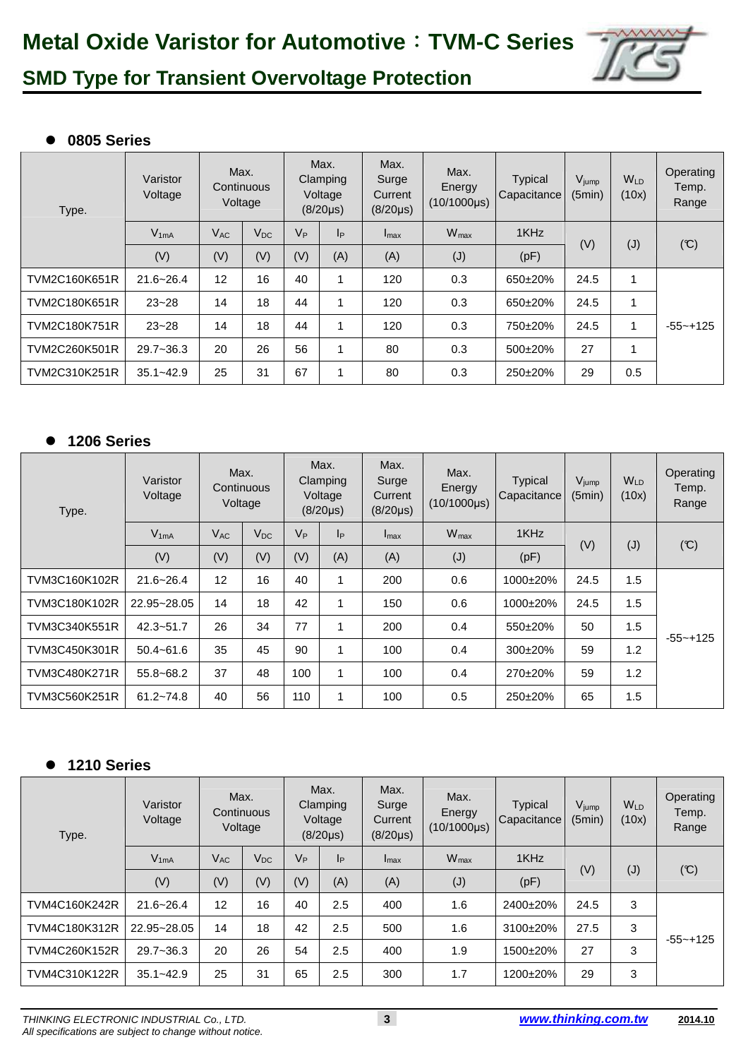# Metal Oxide Varistor for Automotive：TVM-C Series

## SMD Type for Transient Overvoltage Protection

### ● 0805 Series

| Type. | Varistor Voltage | Max. Continuous Voltage | | Max. Clamping Voltage (8/20μs) | | Max. Surge Current (8/20μs) | Max. Energy (10/1000μs) | Typical Capacitance | $V_{jump}$ (5min) | $W_{LD}$ (10x) | Operating Temp. Range |
|---|---|---|---|---|---|---|---|---|---|---|---|
| | $V_{1mA}$ | $V_{AC}$ | $V_{DC}$ | $V_P$ | $I_P$ | $I_{max}$ | $W_{max}$ | 1KHz | (V) | (J) | (℃) |
| | (V) | (V) | (V) | (V) | (A) | (A) | (J) | (pF) | | | |
| TVM2C160K651R | 21.6~26.4 | 12 | 16 | 40 | 1 | 120 | 0.3 | 650±20% | 24.5 | 1 | -55~+125 |
| TVM2C180K651R | 23~28 | 14 | 18 | 44 | 1 | 120 | 0.3 | 650±20% | 24.5 | 1 | |
| TVM2C180K751R | 23~28 | 14 | 18 | 44 | 1 | 120 | 0.3 | 750±20% | 24.5 | 1 | |
| TVM2C260K501R | 29.7~36.3 | 20 | 26 | 56 | 1 | 80 | 0.3 | 500±20% | 27 | 1 | |
| TVM2C310K251R | 35.1~42.9 | 25 | 31 | 67 | 1 | 80 | 0.3 | 250±20% | 29 | 0.5 | |

### ● 1206 Series

| Type. | Varistor Voltage | Max. Continuous Voltage | | Max. Clamping Voltage (8/20μs) | | Max. Surge Current (8/20μs) | Max. Energy (10/1000μs) | Typical Capacitance | $V_{jump}$ (5min) | $W_{LD}$ (10x) | Operating Temp. Range |
|---|---|---|---|---|---|---|---|---|---|---|---|
| | $V_{1mA}$ | $V_{AC}$ | $V_{DC}$ | $V_P$ | $I_P$ | $I_{max}$ | $W_{max}$ | 1KHz | (V) | (J) | (℃) |
| | (V) | (V) | (V) | (V) | (A) | (A) | (J) | (pF) | | | |
| TVM3C160K102R | 21.6~26.4 | 12 | 16 | 40 | 1 | 200 | 0.6 | 1000±20% | 24.5 | 1.5 | -55~+125 |
| TVM3C180K102R | 22.95~28.05 | 14 | 18 | 42 | 1 | 150 | 0.6 | 1000±20% | 24.5 | 1.5 | |
| TVM3C340K551R | 42.3~51.7 | 26 | 34 | 77 | 1 | 200 | 0.4 | 550±20% | 50 | 1.5 | |
| TVM3C450K301R | 50.4~61.6 | 35 | 45 | 90 | 1 | 100 | 0.4 | 300±20% | 59 | 1.2 | |
| TVM3C480K271R | 55.8~68.2 | 37 | 48 | 100 | 1 | 100 | 0.4 | 270±20% | 59 | 1.2 | |
| TVM3C560K251R | 61.2~74.8 | 40 | 56 | 110 | 1 | 100 | 0.5 | 250±20% | 65 | 1.5 | |

### ● 1210 Series

| Type. | Varistor Voltage | Max. Continuous Voltage | | Max. Clamping Voltage (8/20μs) | | Max. Surge Current (8/20μs) | Max. Energy (10/1000μs) | Typical Capacitance | $V_{jump}$ (5min) | $W_{LD}$ (10x) | Operating Temp. Range |
|---|---|---|---|---|---|---|---|---|---|---|---|
| | $V_{1mA}$ | $V_{AC}$ | $V_{DC}$ | $V_P$ | $I_P$ | $I_{max}$ | $W_{max}$ | 1KHz | (V) | (J) | (℃) |
| | (V) | (V) | (V) | (V) | (A) | (A) | (J) | (pF) | | | |
| TVM4C160K242R | 21.6~26.4 | 12 | 16 | 40 | 2.5 | 400 | 1.6 | 2400±20% | 24.5 | 3 | -55~+125 |
| TVM4C180K312R | 22.95~28.05 | 14 | 18 | 42 | 2.5 | 500 | 1.6 | 3100±20% | 27.5 | 3 | |
| TVM4C260K152R | 29.7~36.3 | 20 | 26 | 54 | 2.5 | 400 | 1.9 | 1500±20% | 27 | 3 | |
| TVM4C310K122R | 35.1~42.9 | 25 | 31 | 65 | 2.5 | 300 | 1.7 | 1200±20% | 29 | 3 | |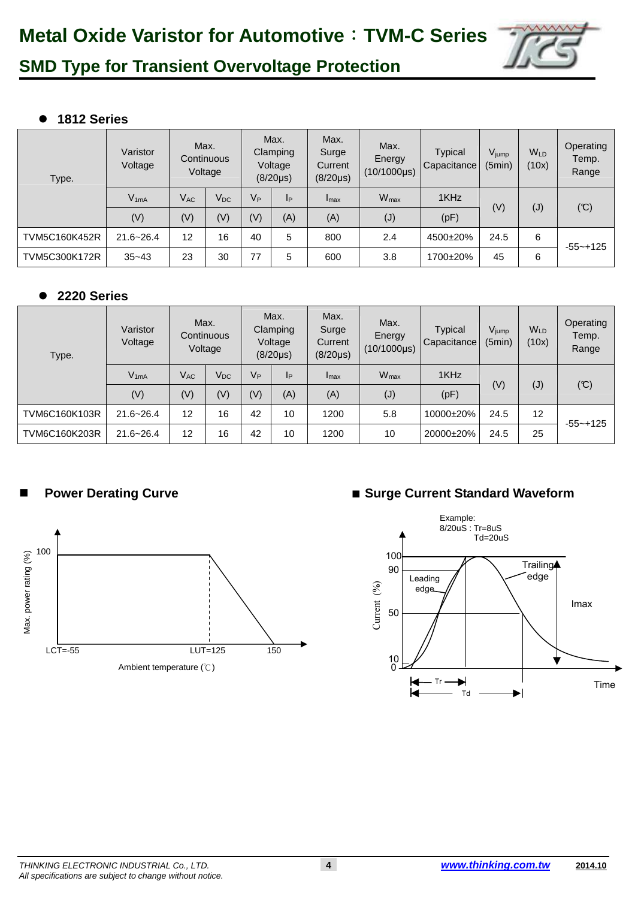# Metal Oxide Varistor for Automotive：TVM-C Series

## SMD Type for Transient Overvoltage Protection

### ● 1812 Series

| Type. | Varistor Voltage | Max. Continuous Voltage | | Max. Clamping Voltage (8/20μs) | | Max. Surge Current (8/20μs) | Max. Energy (10/1000μs) | Typical Capacitance | $V_{jump}$ (5min) | $W_{LD}$ (10x) | Operating Temp. Range |
|---|---|---|---|---|---|---|---|---|---|---|---|
| | $V_{1mA}$ | $V_{AC}$ | $V_{DC}$ | $V_P$ | $I_P$ | $I_{max}$ | $W_{max}$ | 1KHz | (V) | (J) | (℃) |
| | (V) | (V) | (V) | (V) | (A) | (A) | (J) | (pF) | | | |
| TVM5C160K452R | 21.6~26.4 | 12 | 16 | 40 | 5 | 800 | 2.4 | 4500±20% | 24.5 | 6 | -55~+125 |
| TVM5C300K172R | 35~43 | 23 | 30 | 77 | 5 | 600 | 3.8 | 1700±20% | 45 | 6 | |

### ● 2220 Series

| Type. | Varistor Voltage | Max. Continuous Voltage | | Max. Clamping Voltage (8/20μs) | | Max. Surge Current (8/20μs) | Max. Energy (10/1000μs) | Typical Capacitance | $V_{jump}$ (5min) | $W_{LD}$ (10x) | Operating Temp. Range |
|---|---|---|---|---|---|---|---|---|---|---|---|
| | $V_{1mA}$ | $V_{AC}$ | $V_{DC}$ | $V_P$ | $I_P$ | $I_{max}$ | $W_{max}$ | 1KHz | (V) | (J) | (℃) |
| | (V) | (V) | (V) | (V) | (A) | (A) | (J) | (pF) | | | |
| TVM6C160K103R | 21.6~26.4 | 12 | 16 | 42 | 10 | 1200 | 5.8 | 10000±20% | 24.5 | 12 | -55~+125 |
| TVM6C160K203R | 21.6~26.4 | 12 | 16 | 42 | 10 | 1200 | 10 | 20000±20% | 24.5 | 25 | |

### ■ Power Derating Curve

Max. power rating (%): 100

LCT=-55　LUT=125　150

Ambient temperature (℃)

### ■ Surge Current Standard Waveform

Example:
8/20uS : Tr=8uS
Td=20uS

Current (%): 100, 90, 50, 10, 0

Leading edge　Trailing edge　Imax

Tr　Td　Time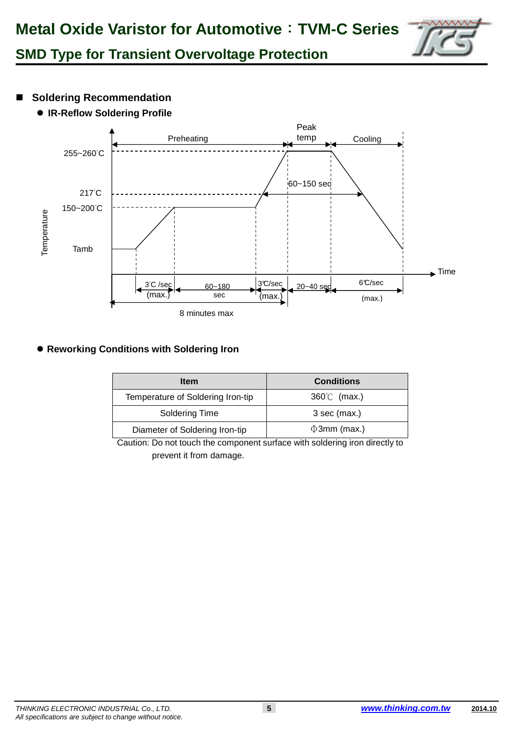## Soldering Recommendation

- **IR-Reflow Soldering Profile**

Temperature

Preheating | Peak temp | Cooling

255~260°C

217°C

150~200°C

Tamb

60~150 sec

Time

3°C /sec (max.) | 60~180 sec | 3℃/sec (max.) | 20~40 sec | 6℃/sec (max.)

8 minutes max

- **Reworking Conditions with Soldering Iron**

| Item | Conditions |
|---|---|
| Temperature of Soldering Iron-tip | 360℃ (max.) |
| Soldering Time | 3 sec (max.) |
| Diameter of Soldering Iron-tip | Φ3mm (max.) |

Caution: Do not touch the component surface with soldering iron directly to prevent it from damage.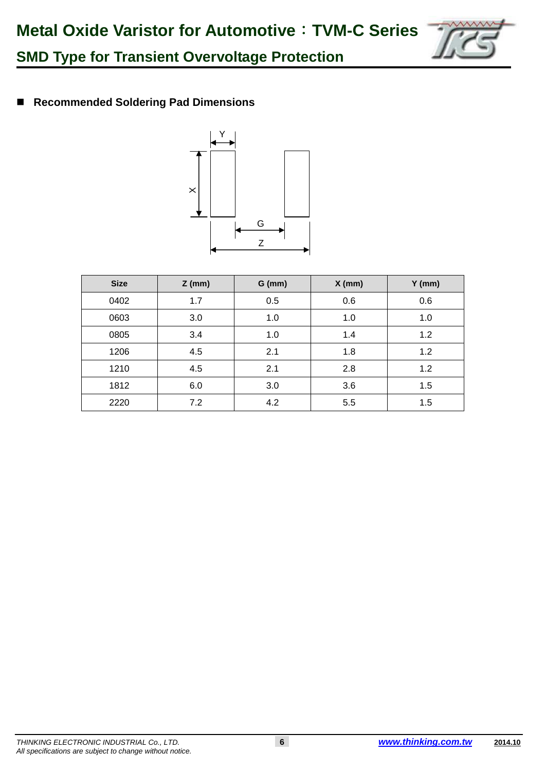## Recommended Soldering Pad Dimensions

| Size | Z (mm) | G (mm) | X (mm) | Y (mm) |
|---|---|---|---|---|
| 0402 | 1.7 | 0.5 | 0.6 | 0.6 |
| 0603 | 3.0 | 1.0 | 1.0 | 1.0 |
| 0805 | 3.4 | 1.0 | 1.4 | 1.2 |
| 1206 | 4.5 | 2.1 | 1.8 | 1.2 |
| 1210 | 4.5 | 2.1 | 2.8 | 1.2 |
| 1812 | 6.0 | 3.0 | 3.6 | 1.5 |
| 2220 | 7.2 | 4.2 | 5.5 | 1.5 |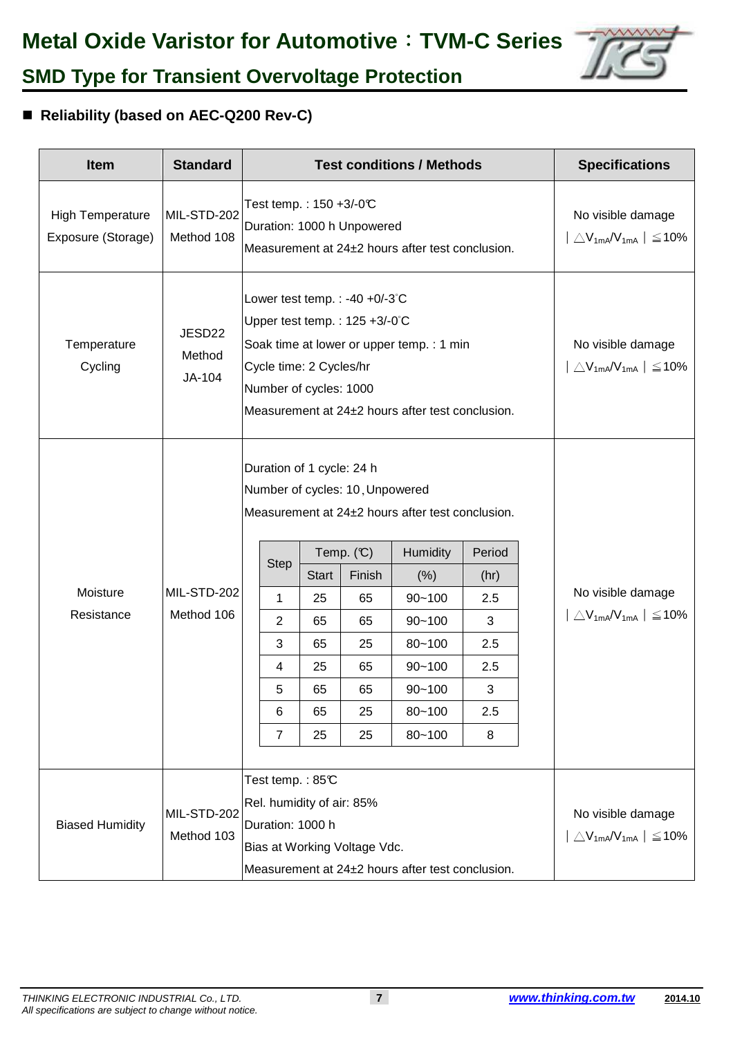# Metal Oxide Varistor for Automotive：TVM-C Series

## SMD Type for Transient Overvoltage Protection

■ **Reliability (based on AEC-Q200 Rev-C)**

| Item | Standard | Test conditions / Methods | Specifications |
|---|---|---|---|
| High Temperature Exposure (Storage) | MIL-STD-202 Method 108 | Test temp. : 150 +3/-0℃<br>Duration: 1000 h Unpowered<br>Measurement at 24±2 hours after test conclusion. | No visible damage<br>$\lvert \triangle V_{1mA}/V_{1mA} \rvert \leqq 10\%$ |
| Temperature Cycling | JESD22 Method JA-104 | Lower test temp. : -40 +0/-3˚C<br>Upper test temp. : 125 +3/-0˚C<br>Soak time at lower or upper temp. : 1 min<br>Cycle time: 2 Cycles/hr<br>Number of cycles: 1000<br>Measurement at 24±2 hours after test conclusion. | No visible damage<br>$\lvert \triangle V_{1mA}/V_{1mA} \rvert \leqq 10\%$ |
| Moisture Resistance | MIL-STD-202 Method 106 | Duration of 1 cycle: 24 h<br>Number of cycles: 10, Unpowered<br>Measurement at 24±2 hours after test conclusion.<br>(see step table below) | No visible damage<br>$\lvert \triangle V_{1mA}/V_{1mA} \rvert \leqq 10\%$ |
| Biased Humidity | MIL-STD-202 Method 103 | Test temp. : 85℃<br>Rel. humidity of air: 85%<br>Duration: 1000 h<br>Bias at Working Voltage Vdc.<br>Measurement at 24±2 hours after test conclusion. | No visible damage<br>$\lvert \triangle V_{1mA}/V_{1mA} \rvert \leqq 10\%$ |

Moisture Resistance step table:

| Step | Temp. (℃) | | Humidity | Period |
|---|---|---|---|---|
| | Start | Finish | (%) | (hr) |
| 1 | 25 | 65 | 90~100 | 2.5 |
| 2 | 65 | 65 | 90~100 | 3 |
| 3 | 65 | 25 | 80~100 | 2.5 |
| 4 | 25 | 65 | 90~100 | 2.5 |
| 5 | 65 | 65 | 90~100 | 3 |
| 6 | 65 | 25 | 80~100 | 2.5 |
| 7 | 25 | 25 | 80~100 | 8 |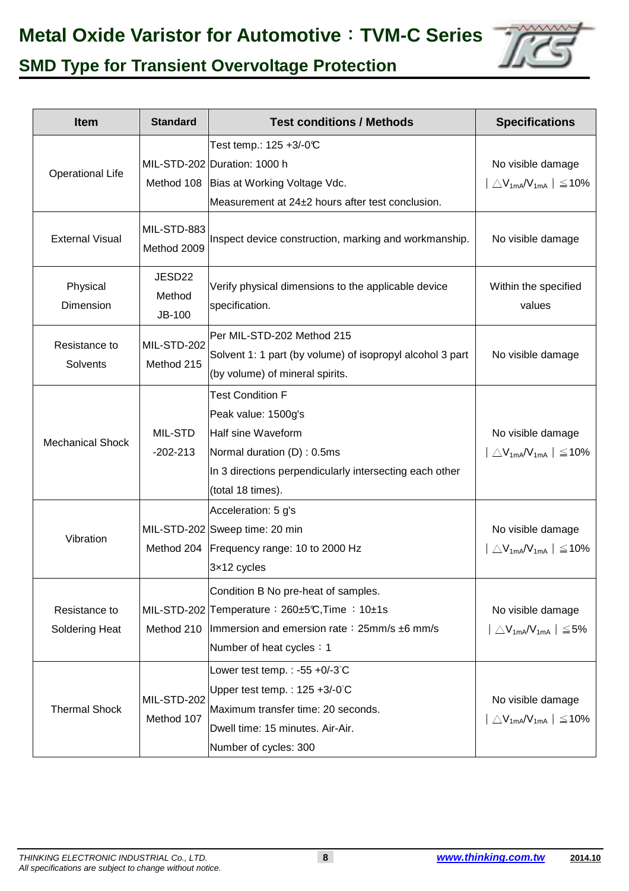# Metal Oxide Varistor for Automotive：TVM-C Series

## SMD Type for Transient Overvoltage Protection

| Item | Standard | Test conditions / Methods | Specifications |
|---|---|---|---|
| Operational Life | MIL-STD-202 Method 108 | Test temp.: 125 +3/-0℃<br>Duration: 1000 h<br>Bias at Working Voltage Vdc.<br>Measurement at 24±2 hours after test conclusion. | No visible damage<br>$\lvert \triangle V_{1mA}/V_{1mA} \rvert \leqq 10\%$ |
| External Visual | MIL-STD-883 Method 2009 | Inspect device construction, marking and workmanship. | No visible damage |
| Physical Dimension | JESD22 Method JB-100 | Verify physical dimensions to the applicable device specification. | Within the specified values |
| Resistance to Solvents | MIL-STD-202 Method 215 | Per MIL-STD-202 Method 215<br>Solvent 1: 1 part (by volume) of isopropyl alcohol 3 part (by volume) of mineral spirits. | No visible damage |
| Mechanical Shock | MIL-STD -202-213 | Test Condition F<br>Peak value: 1500g's<br>Half sine Waveform<br>Normal duration (D) : 0.5ms<br>In 3 directions perpendicularly intersecting each other (total 18 times). | No visible damage<br>$\lvert \triangle V_{1mA}/V_{1mA} \rvert \leqq 10\%$ |
| Vibration | MIL-STD-202 Method 204 | Acceleration: 5 g's<br>Sweep time: 20 min<br>Frequency range: 10 to 2000 Hz<br>3×12 cycles | No visible damage<br>$\lvert \triangle V_{1mA}/V_{1mA} \rvert \leqq 10\%$ |
| Resistance to Soldering Heat | MIL-STD-202 Method 210 | Condition B No pre-heat of samples.<br>Temperature：260±5℃,Time ：10±1s<br>Immersion and emersion rate：25mm/s ±6 mm/s<br>Number of heat cycles：1 | No visible damage<br>$\lvert \triangle V_{1mA}/V_{1mA} \rvert \leqq 5\%$ |
| Thermal Shock | MIL-STD-202 Method 107 | Lower test temp. : -55 +0/-3°C<br>Upper test temp. : 125 +3/-0°C<br>Maximum transfer time: 20 seconds.<br>Dwell time: 15 minutes. Air-Air.<br>Number of cycles: 300 | No visible damage<br>$\lvert \triangle V_{1mA}/V_{1mA} \rvert \leqq 10\%$ |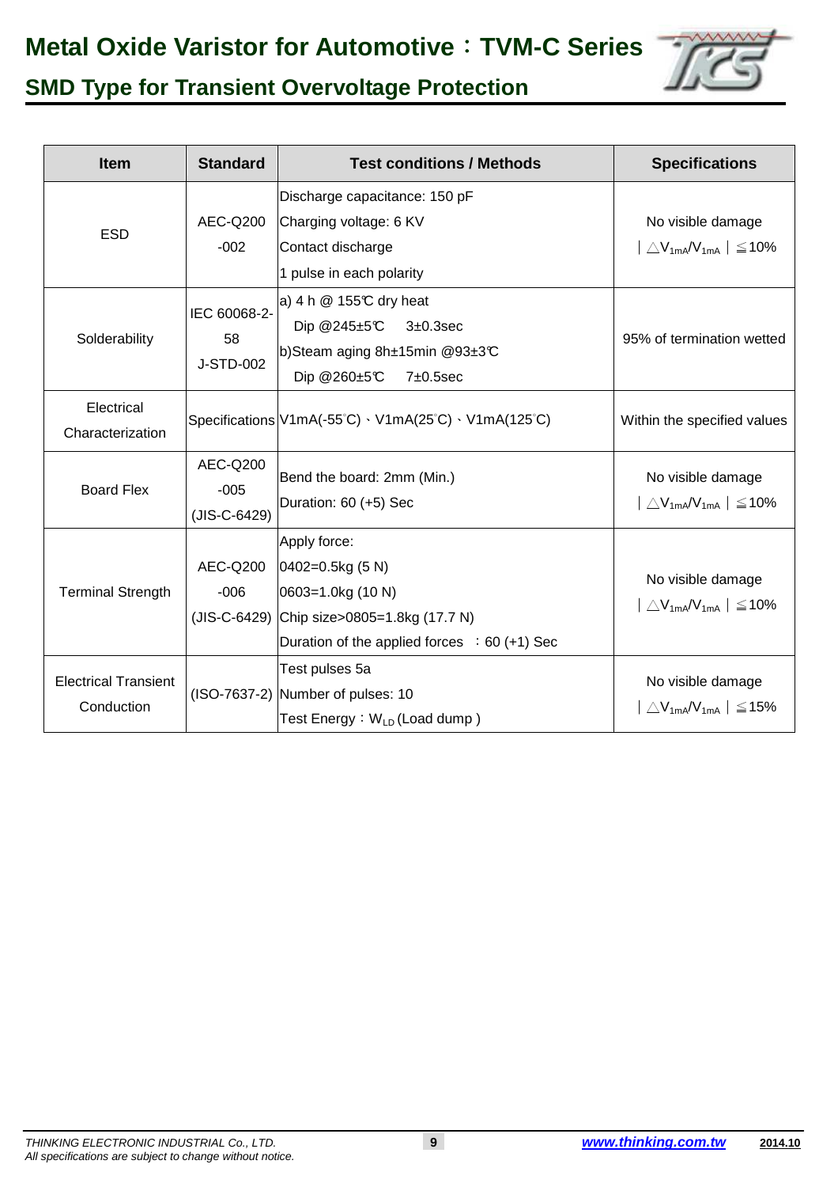# Metal Oxide Varistor for Automotive：TVM-C Series

## SMD Type for Transient Overvoltage Protection

| Item | Standard | Test conditions / Methods | Specifications |
|---|---|---|---|
| ESD | AEC-Q200 -002 | Discharge capacitance: 150 pF<br>Charging voltage: 6 KV<br>Contact discharge<br>1 pulse in each polarity | No visible damage<br>$\lvert \triangle V_{1mA}/V_{1mA} \rvert \leqq 10\%$ |
| Solderability | IEC 60068-2-58<br>J-STD-002 | a) 4 h @ 155℃ dry heat<br>Dip @245±5℃ 3±0.3sec<br>b)Steam aging 8h±15min @93±3℃<br>Dip @260±5℃ 7±0.5sec | 95% of termination wetted |
| Electrical Characterization | Specifications | V1mA(-55°C)、V1mA(25°C)、V1mA(125°C) | Within the specified values |
| Board Flex | AEC-Q200 -005 (JIS-C-6429) | Bend the board: 2mm (Min.)<br>Duration: 60 (+5) Sec | No visible damage<br>$\lvert \triangle V_{1mA}/V_{1mA} \rvert \leqq 10\%$ |
| Terminal Strength | AEC-Q200 -006 (JIS-C-6429) | Apply force:<br>0402=0.5kg (5 N)<br>0603=1.0kg (10 N)<br>Chip size>0805=1.8kg (17.7 N)<br>Duration of the applied forces ：60 (+1) Sec | No visible damage<br>$\lvert \triangle V_{1mA}/V_{1mA} \rvert \leqq 10\%$ |
| Electrical Transient Conduction | (ISO-7637-2) | Test pulses 5a<br>Number of pulses: 10<br>Test Energy：$W_{LD}$ (Load dump ) | No visible damage<br>$\lvert \triangle V_{1mA}/V_{1mA} \rvert \leqq 15\%$ |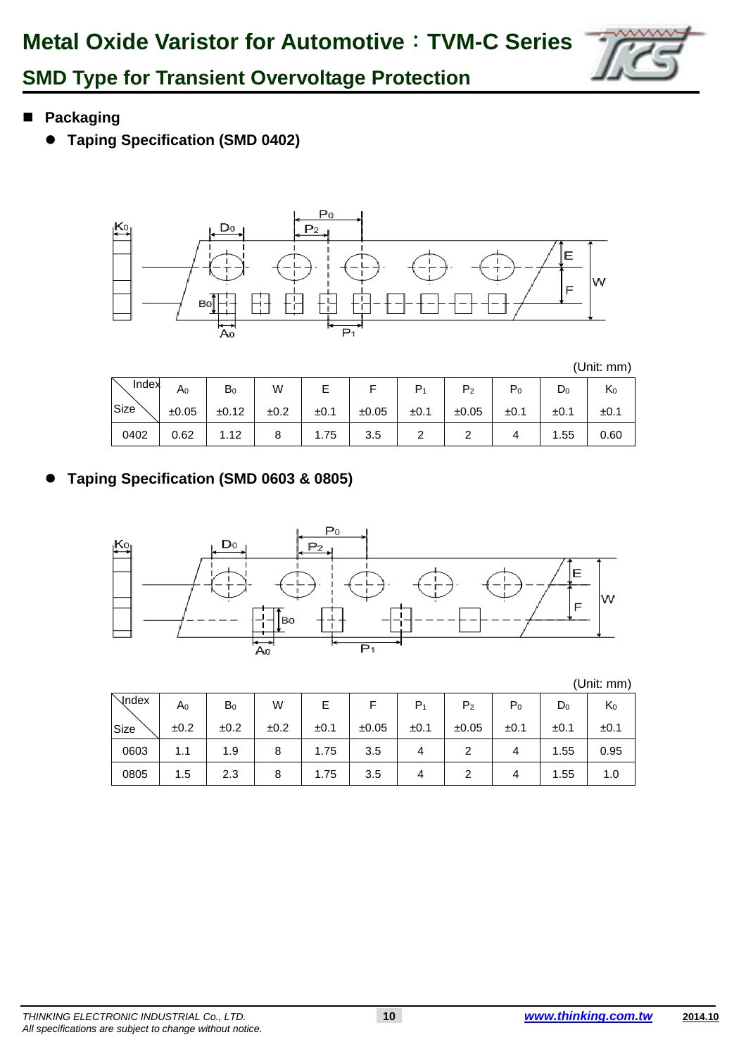## Packaging

### Taping Specification (SMD 0402)

(Unit: mm)

| Index / Size | $A_0$ | $B_0$ | W | E | F | $P_1$ | $P_2$ | $P_0$ | $D_0$ | $K_0$ |
|---|---|---|---|---|---|---|---|---|---|---|
| | ±0.05 | ±0.12 | ±0.2 | ±0.1 | ±0.05 | ±0.1 | ±0.05 | ±0.1 | ±0.1 | ±0.1 |
| 0402 | 0.62 | 1.12 | 8 | 1.75 | 3.5 | 2 | 2 | 4 | 1.55 | 0.60 |

### Taping Specification (SMD 0603 & 0805)

(Unit: mm)

| Index / Size | $A_0$ | $B_0$ | W | E | F | $P_1$ | $P_2$ | $P_0$ | $D_0$ | $K_0$ |
|---|---|---|---|---|---|---|---|---|---|---|
| | ±0.2 | ±0.2 | ±0.2 | ±0.1 | ±0.05 | ±0.1 | ±0.05 | ±0.1 | ±0.1 | ±0.1 |
| 0603 | 1.1 | 1.9 | 8 | 1.75 | 3.5 | 4 | 2 | 4 | 1.55 | 0.95 |
| 0805 | 1.5 | 2.3 | 8 | 1.75 | 3.5 | 4 | 2 | 4 | 1.55 | 1.0 |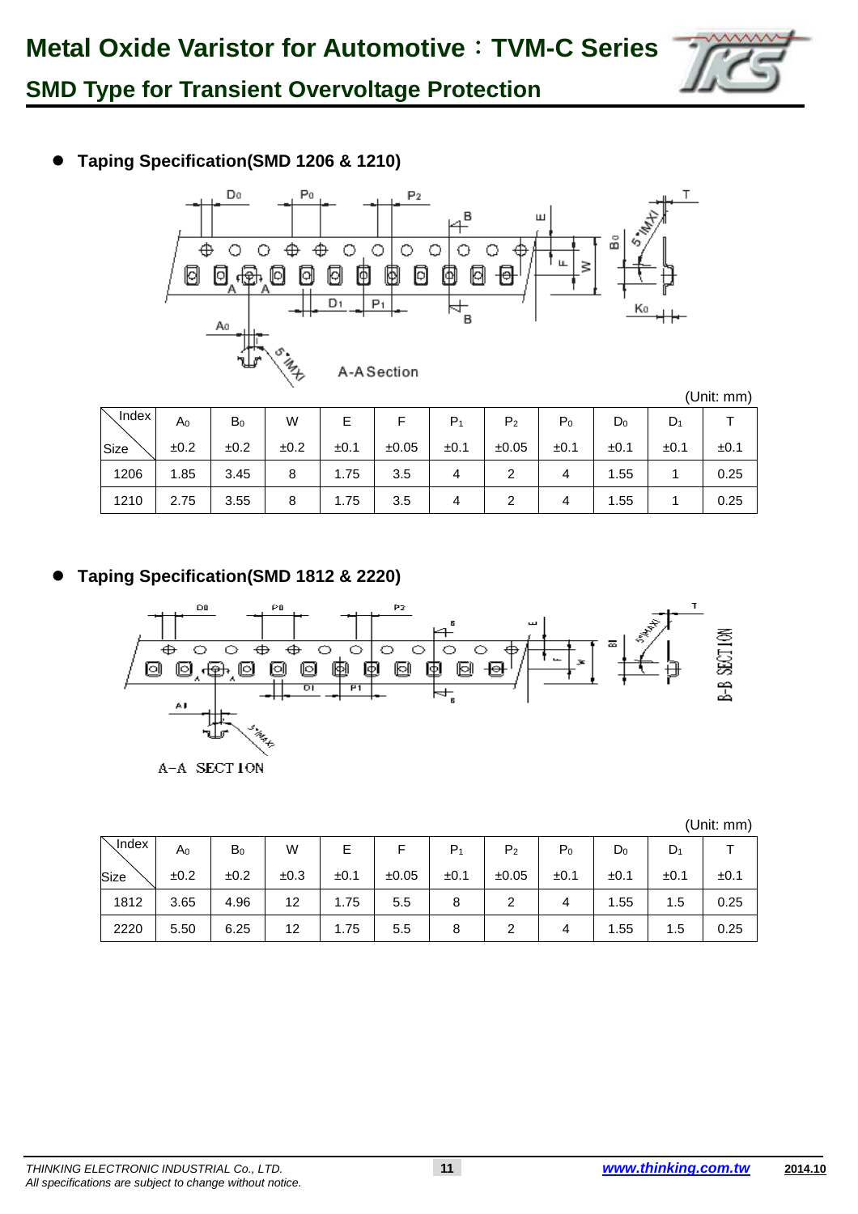## Metal Oxide Varistor for Automotive：TVM-C Series

## SMD Type for Transient Overvoltage Protection

- **Taping Specification(SMD 1206 & 1210)**

A-A Section

(Unit: mm)

| Index / Size | $A_0$ ±0.2 | $B_0$ ±0.2 | W ±0.2 | E ±0.1 | F ±0.05 | $P_1$ ±0.1 | $P_2$ ±0.05 | $P_0$ ±0.1 | $D_0$ ±0.1 | $D_1$ ±0.1 | T ±0.1 |
|---|---|---|---|---|---|---|---|---|---|---|---|
| 1206 | 1.85 | 3.45 | 8 | 1.75 | 3.5 | 4 | 2 | 4 | 1.55 | 1 | 0.25 |
| 1210 | 2.75 | 3.55 | 8 | 1.75 | 3.5 | 4 | 2 | 4 | 1.55 | 1 | 0.25 |

- **Taping Specification(SMD 1812 & 2220)**

A-A SECTION

B-B SECTION

(Unit: mm)

| Index / Size | $A_0$ ±0.2 | $B_0$ ±0.2 | W ±0.3 | E ±0.1 | F ±0.05 | $P_1$ ±0.1 | $P_2$ ±0.05 | $P_0$ ±0.1 | $D_0$ ±0.1 | $D_1$ ±0.1 | T ±0.1 |
|---|---|---|---|---|---|---|---|---|---|---|---|
| 1812 | 3.65 | 4.96 | 12 | 1.75 | 5.5 | 8 | 2 | 4 | 1.55 | 1.5 | 0.25 |
| 2220 | 5.50 | 6.25 | 12 | 1.75 | 5.5 | 8 | 2 | 4 | 1.55 | 1.5 | 0.25 |

*THINKING ELECTRONIC INDUSTRIAL Co., LTD.*
*All specifications are subject to change without notice.*

**www.thinking.com.tw** **2014.10**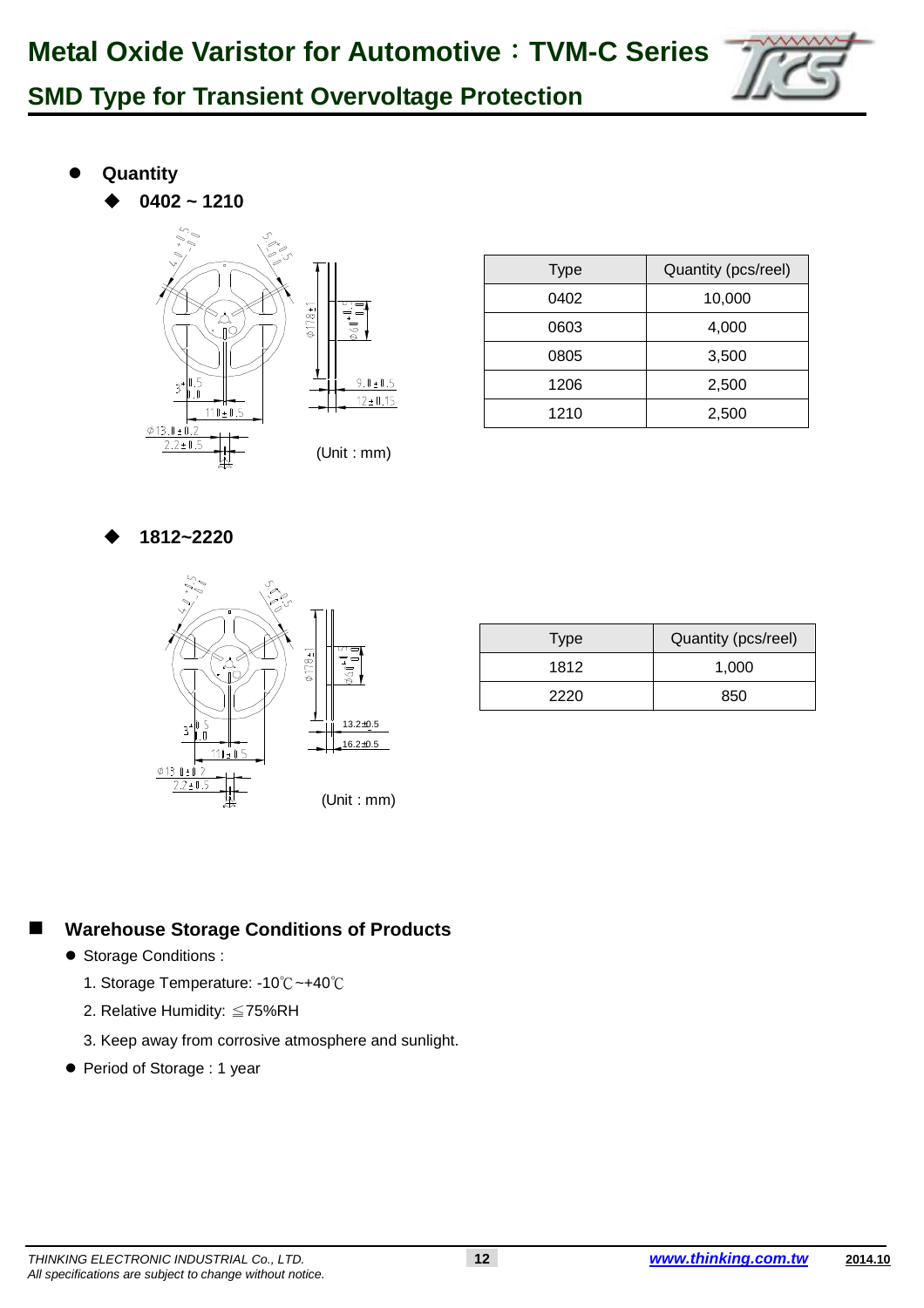# Metal Oxide Varistor for Automotive：TVM-C Series

## SMD Type for Transient Overvoltage Protection

- **Quantity**
  - **0402 ~ 1210**

(Unit : mm)

| Type | Quantity (pcs/reel) |
|---|---|
| 0402 | 10,000 |
| 0603 | 4,000 |
| 0805 | 3,500 |
| 1206 | 2,500 |
| 1210 | 2,500 |

  - **1812~2220**

13.2±0.5

16.2±0.5

(Unit : mm)

| Type | Quantity (pcs/reel) |
|---|---|
| 1812 | 1,000 |
| 2220 | 850 |

## Warehouse Storage Conditions of Products

- Storage Conditions :
  1. Storage Temperature: -10℃~+40℃
  2. Relative Humidity: ≦75%RH
  3. Keep away from corrosive atmosphere and sunlight.
- Period of Storage : 1 year

*THINKING ELECTRONIC INDUSTRIAL Co., LTD.*
*All specifications are subject to change without notice.*
*www.thinking.com.tw* 2014.10